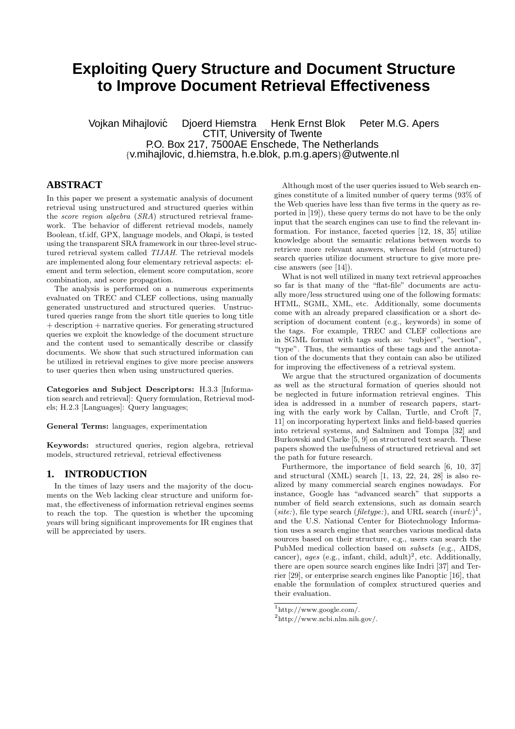# Exploiting Query Structure and Document Structure to Improve Document Retrieval Effectiveness

Vojkan Mihajlović  Djoerd Hiemstra  Henk Ernst Blok  Peter M.G. Apers
CTIT, University of Twente
P.O. Box 217, 7500AE Enschede, The Netherlands
{v.mihajlovic, d.hiemstra, h.e.blok, p.m.g.apers}@utwente.nl

## ABSTRACT

In this paper we present a systematic analysis of document retrieval using unstructured and structured queries within the *score region algebra* (*SRA*) structured retrieval framework. The behavior of different retrieval models, namely Boolean, tf.idf, GPX, language models, and Okapi, is tested using the transparent SRA framework in our three-level structured retrieval system called *TIJAH*. The retrieval models are implemented along four elementary retrieval aspects: element and term selection, element score computation, score combination, and score propagation.

The analysis is performed on a numerous experiments evaluated on TREC and CLEF collections, using manually generated unstructured and structured queries. Unstructured queries range from the short title queries to long title + description + narrative queries. For generating structured queries we exploit the knowledge of the document structure and the content used to semantically describe or classify documents. We show that such structured information can be utilized in retrieval engines to give more precise answers to user queries then when using unstructured queries.

**Categories and Subject Descriptors:** H.3.3 [Information search and retrieval]: Query formulation, Retrieval models; H.2.3 [Languages]: Query languages;

**General Terms:** languages, experimentation

**Keywords:** structured queries, region algebra, retrieval models, structured retrieval, retrieval effectiveness

## 1. INTRODUCTION

In the times of lazy users and the majority of the documents on the Web lacking clear structure and uniform format, the effectiveness of information retrieval engines seems to reach the top. The question is whether the upcoming years will bring significant improvements for IR engines that will be appreciated by users.

Although most of the user queries issued to Web search engines constitute of a limited number of query terms (93% of the Web queries have less than five terms in the query as reported in [19]), these query terms do not have to be the only input that the search engines can use to find the relevant information. For instance, faceted queries [12, 18, 35] utilize knowledge about the semantic relations between words to retrieve more relevant answers, whereas field (structured) search queries utilize document structure to give more precise answers (see [14]).

What is not well utilized in many text retrieval approaches so far is that many of the "flat-file" documents are actually more/less structured using one of the following formats: HTML, SGML, XML, etc. Additionally, some documents come with an already prepared classification or a short description of document content (e.g., keywords) in some of the tags. For example, TREC and CLEF collections are in SGML format with tags such as: "subject", "section", "type". Thus, the semantics of these tags and the annotation of the documents that they contain can also be utilized for improving the effectiveness of a retrieval system.

We argue that the structured organization of documents as well as the structural formation of queries should not be neglected in future information retrieval engines. This idea is addressed in a number of research papers, starting with the early work by Callan, Turtle, and Croft [7, 11] on incorporating hypertext links and field-based queries into retrieval systems, and Salminen and Tompa [32] and Burkowski and Clarke [5, 9] on structured text search. These papers showed the usefulness of structured retrieval and set the path for future research.

Furthermore, the importance of field search [6, 10, 37] and structural (XML) search [1, 13, 22, 24, 28] is also realized by many commercial search engines nowadays. For instance, Google has "advanced search" that supports a number of field search extensions, such as domain search (*site:*), file type search (*filetype:*), and URL search (*inurl:*)[1], and the U.S. National Center for Biotechnology Information uses a search engine that searches various medical data sources based on their structure, e.g., users can search the PubMed medical collection based on *subsets* (e.g., AIDS, cancer), *ages* (e.g., infant, child, adult)[2], etc. Additionally, there are open source search engines like Indri [37] and Terrier [29], or enterprise search engines like Panoptic [16], that enable the formulation of complex structured queries and their evaluation.

[1] http://www.google.com/.

[2] http://www.ncbi.nlm.nih.gov/.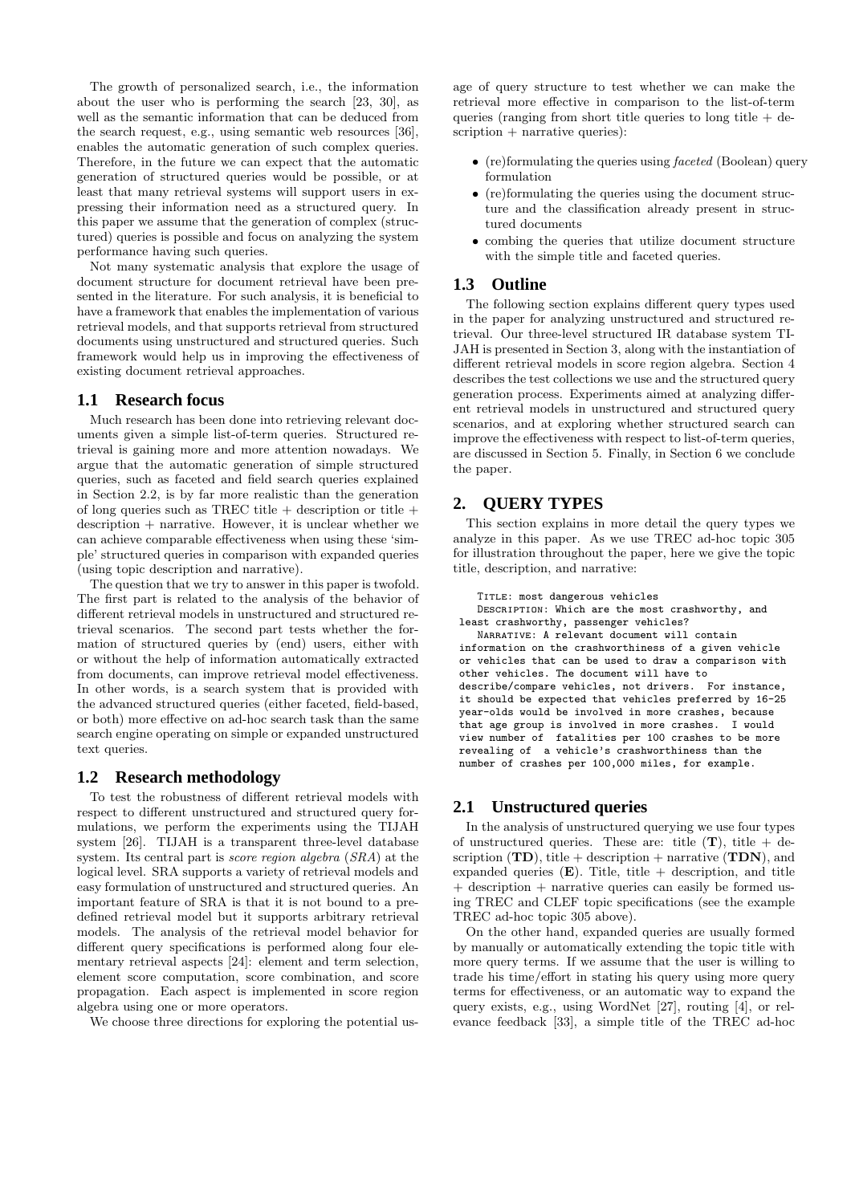The growth of personalized search, i.e., the information about the user who is performing the search [23, 30], as well as the semantic information that can be deduced from the search request, e.g., using semantic web resources [36], enables the automatic generation of such complex queries. Therefore, in the future we can expect that the automatic generation of structured queries would be possible, or at least that many retrieval systems will support users in expressing their information need as a structured query. In this paper we assume that the generation of complex (structured) queries is possible and focus on analyzing the system performance having such queries.

Not many systematic analysis that explore the usage of document structure for document retrieval have been presented in the literature. For such analysis, it is beneficial to have a framework that enables the implementation of various retrieval models, and that supports retrieval from structured documents using unstructured and structured queries. Such framework would help us in improving the effectiveness of existing document retrieval approaches.

## 1.1 Research focus

Much research has been done into retrieving relevant documents given a simple list-of-term queries. Structured retrieval is gaining more and more attention nowadays. We argue that the automatic generation of simple structured queries, such as faceted and field search queries explained in Section 2.2, is by far more realistic than the generation of long queries such as TREC title + description or title + description + narrative. However, it is unclear whether we can achieve comparable effectiveness when using these 'simple' structured queries in comparison with expanded queries (using topic description and narrative).

The question that we try to answer in this paper is twofold. The first part is related to the analysis of the behavior of different retrieval models in unstructured and structured retrieval scenarios. The second part tests whether the formation of structured queries by (end) users, either with or without the help of information automatically extracted from documents, can improve retrieval model effectiveness. In other words, is a search system that is provided with the advanced structured queries (either faceted, field-based, or both) more effective on ad-hoc search task than the same search engine operating on simple or expanded unstructured text queries.

## 1.2 Research methodology

To test the robustness of different retrieval models with respect to different unstructured and structured query formulations, we perform the experiments using the TIJAH system [26]. TIJAH is a transparent three-level database system. Its central part is *score region algebra* (*SRA*) at the logical level. SRA supports a variety of retrieval models and easy formulation of unstructured and structured queries. An important feature of SRA is that it is not bound to a predefined retrieval model but it supports arbitrary retrieval models. The analysis of the retrieval model behavior for different query specifications is performed along four elementary retrieval aspects [24]: element and term selection, element score computation, score combination, and score propagation. Each aspect is implemented in score region algebra using one or more operators.

We choose three directions for exploring the potential usage of query structure to test whether we can make the retrieval more effective in comparison to the list-of-term queries (ranging from short title queries to long title + description + narrative queries):

- (re)formulating the queries using *faceted* (Boolean) query formulation
- (re)formulating the queries using the document structure and the classification already present in structured documents
- combing the queries that utilize document structure with the simple title and faceted queries.

## 1.3 Outline

The following section explains different query types used in the paper for analyzing unstructured and structured retrieval. Our three-level structured IR database system TIJAH is presented in Section 3, along with the instantiation of different retrieval models in score region algebra. Section 4 describes the test collections we use and the structured query generation process. Experiments aimed at analyzing different retrieval models in unstructured and structured query scenarios, and at exploring whether structured search can improve the effectiveness with respect to list-of-term queries, are discussed in Section 5. Finally, in Section 6 we conclude the paper.

# 2. QUERY TYPES

This section explains in more detail the query types we analyze in this paper. As we use TREC ad-hoc topic 305 for illustration throughout the paper, here we give the topic title, description, and narrative:

```
   TITLE: most dangerous vehicles
   DESCRIPTION: Which are the most crashworthy, and
least crashworthy, passenger vehicles?
   NARRATIVE: A relevant document will contain
information on the crashworthiness of a given vehicle
or vehicles that can be used to draw a comparison with
other vehicles. The document will have to
describe/compare vehicles, not drivers.  For instance,
it should be expected that vehicles preferred by 16-25
year-olds would be involved in more crashes, because
that age group is involved in more crashes.  I would
view number of  fatalities per 100 crashes to be more
revealing of  a vehicle's crashworthiness than the
number of crashes per 100,000 miles, for example.
```

## 2.1 Unstructured queries

In the analysis of unstructured querying we use four types of unstructured queries. These are: title (**T**), title + description (**TD**), title + description + narrative (**TDN**), and expanded queries (**E**). Title, title + description, and title + description + narrative queries can easily be formed using TREC and CLEF topic specifications (see the example TREC ad-hoc topic 305 above).

On the other hand, expanded queries are usually formed by manually or automatically extending the topic title with more query terms. If we assume that the user is willing to trade his time/effort in stating his query using more query terms for effectiveness, or an automatic way to expand the query exists, e.g., using WordNet [27], routing [4], or relevance feedback [33], a simple title of the TREC ad-hoc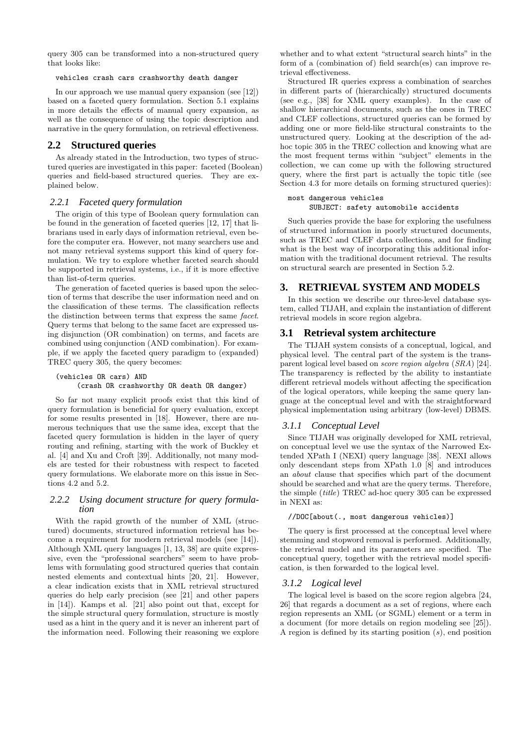query 305 can be transformed into a non-structured query that looks like:

```
vehicles crash cars crashworthy death danger
```

In our approach we use manual query expansion (see [12]) based on a faceted query formulation. Section 5.1 explains in more details the effects of manual query expansion, as well as the consequence of using the topic description and narrative in the query formulation, on retrieval effectiveness.

## 2.2 Structured queries

As already stated in the Introduction, two types of structured queries are investigated in this paper: faceted (Boolean) queries and field-based structured queries. They are explained below.

### 2.2.1 Faceted query formulation

The origin of this type of Boolean query formulation can be found in the generation of faceted queries [12, 17] that librarians used in early days of information retrieval, even before the computer era. However, not many searchers use and not many retrieval systems support this kind of query formulation. We try to explore whether faceted search should be supported in retrieval systems, i.e., if it is more effective than list-of-term queries.

The generation of faceted queries is based upon the selection of terms that describe the user information need and on the classification of these terms. The classification reflects the distinction between terms that express the same *facet*. Query terms that belong to the same facet are expressed using disjunction (OR combination) on terms, and facets are combined using conjunction (AND combination). For example, if we apply the faceted query paradigm to (expanded) TREC query 305, the query becomes:

```
(vehicles OR cars) AND
      (crash OR crashworthy OR death OR danger)
```

So far not many explicit proofs exist that this kind of query formulation is beneficial for query evaluation, except for some results presented in [18]. However, there are numerous techniques that use the same idea, except that the faceted query formulation is hidden in the layer of query routing and refining, starting with the work of Buckley et al. [4] and Xu and Croft [39]. Additionally, not many models are tested for their robustness with respect to faceted query formulations. We elaborate more on this issue in Sections 4.2 and 5.2.

### 2.2.2 Using document structure for query formulation

With the rapid growth of the number of XML (structured) documents, structured information retrieval has become a requirement for modern retrieval models (see [14]). Although XML query languages [1, 13, 38] are quite expressive, even the "professional searchers" seem to have problems with formulating good structured queries that contain nested elements and contextual hints [20, 21]. However, a clear indication exists that in XML retrieval structured queries do help early precision (see [21] and other papers in [14]). Kamps et al. [21] also point out that, except for the simple structural query formulation, structure is mostly used as a hint in the query and it is never an inherent part of the information need. Following their reasoning we explore whether and to what extent "structural search hints" in the form of a (combination of) field search(es) can improve retrieval effectiveness.

Structured IR queries express a combination of searches in different parts of (hierarchically) structured documents (see e.g., [38] for XML query examples). In the case of shallow hierarchical documents, such as the ones in TREC and CLEF collections, structured queries can be formed by adding one or more field-like structural constraints to the unstructured query. Looking at the description of the ad-hoc topic 305 in the TREC collection and knowing what are the most frequent terms within "subject" elements in the collection, we can come up with the following structured query, where the first part is actually the topic title (see Section 4.3 for more details on forming structured queries):

```
most dangerous vehicles
      SUBJECT: safety automobile accidents
```

Such queries provide the base for exploring the usefulness of structured information in poorly structured documents, such as TREC and CLEF data collections, and for finding what is the best way of incorporating this additional information with the traditional document retrieval. The results on structural search are presented in Section 5.2.

# 3. RETRIEVAL SYSTEM AND MODELS

In this section we describe our three-level database system, called TIJAH, and explain the instantiation of different retrieval models in score region algebra.

## 3.1 Retrieval system architecture

The TIJAH system consists of a conceptual, logical, and physical level. The central part of the system is the transparent logical level based on *score region algebra* (*SRA*) [24]. The transparency is reflected by the ability to instantiate different retrieval models without affecting the specification of the logical operators, while keeping the same query language at the conceptual level and with the straightforward physical implementation using arbitrary (low-level) DBMS.

### 3.1.1 Conceptual Level

Since TIJAH was originally developed for XML retrieval, on conceptual level we use the syntax of the Narrowed Extended XPath I (NEXI) query language [38]. NEXI allows only descendant steps from XPath 1.0 [8] and introduces an *about* clause that specifies which part of the document should be searched and what are the query terms. Therefore, the simple (*title*) TREC ad-hoc query 305 can be expressed in NEXI as:

```
//DOC[about(., most dangerous vehicles)]
```

The query is first processed at the conceptual level where stemming and stopword removal is performed. Additionally, the retrieval model and its parameters are specified. The conceptual query, together with the retrieval model specification, is then forwarded to the logical level.

### 3.1.2 Logical level

The logical level is based on the score region algebra [24, 26] that regards a document as a set of regions, where each region represents an XML (or SGML) element or a term in a document (for more details on region modeling see [25]). A region is defined by its starting position ($s$), end position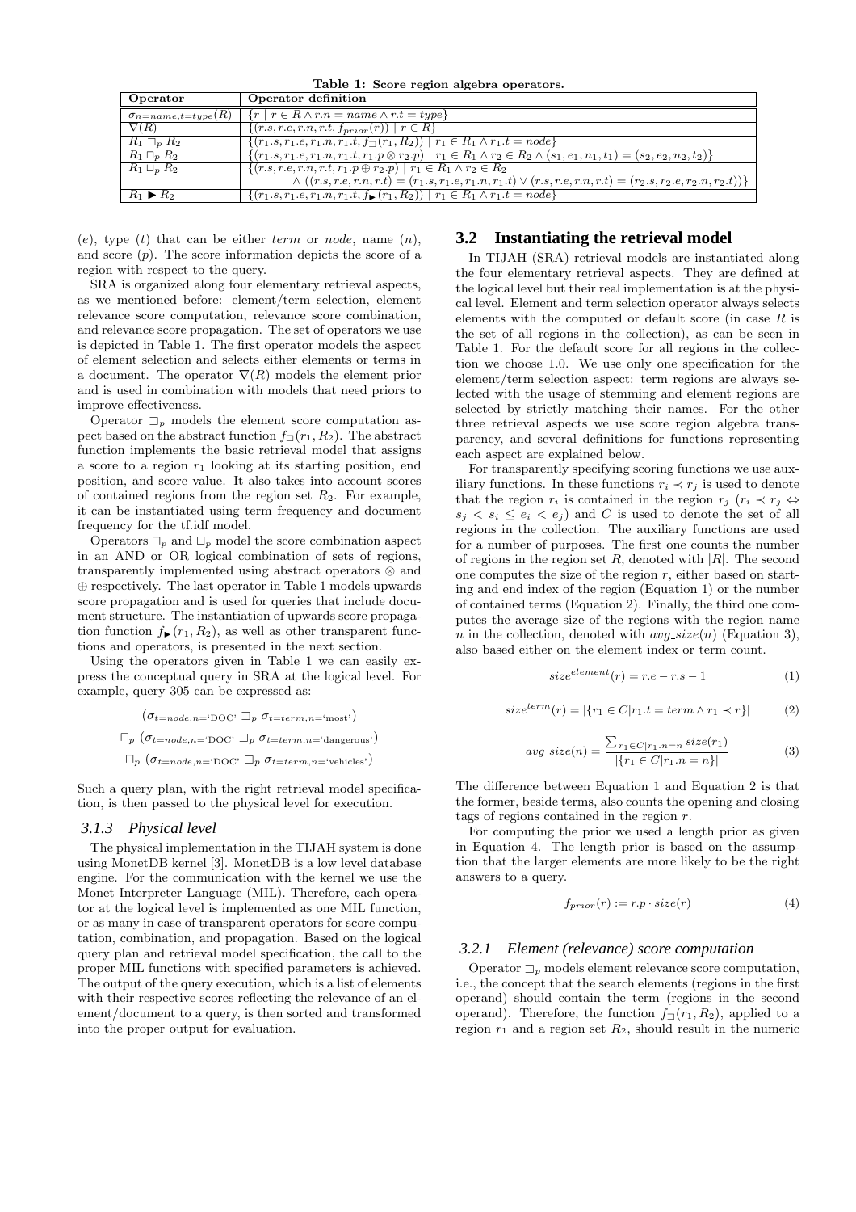**Table 1: Score region algebra operators.**

| Operator | Operator definition |
|---|---|
| $\sigma_{n=name,t=type}(R)$ | $\{r \mid r \in R \wedge r.n = name \wedge r.t = type\}$ |
| $\nabla(R)$ | $\{(r.s, r.e, r.n, r.t, f_{prior}(r)) \mid r \in R\}$ |
| $R_1 \sqsupset_p R_2$ | $\{(r_1.s, r_1.e, r_1.n, r_1.t, f_{\sqsupset}(r_1, R_2)) \mid r_1 \in R_1 \wedge r_1.t = node\}$ |
| $R_1 \sqcap_p R_2$ | $\{(r_1.s, r_1.e, r_1.n, r_1.t, r_1.p \otimes r_2.p) \mid r_1 \in R_1 \wedge r_2 \in R_2 \wedge (s_1, e_1, n_1, t_1) = (s_2, e_2, n_2, t_2)\}$ |
| $R_1 \sqcup_p R_2$ | $\{(r.s, r.e, r.n, r.t, r_1.p \oplus r_2.p) \mid r_1 \in R_1 \wedge r_2 \in R_2$ $\wedge ((r.s, r.e, r.n, r.t) = (r_1.s, r_1.e, r_1.n, r_1.t) \vee (r.s, r.e, r.n, r.t) = (r_2.s, r_2.e, r_2.n, r_2.t))\}$ |
| $R_1 \blacktriangleright R_2$ | $\{(r_1.s, r_1.e, r_1.n, r_1.t, f_{\blacktriangleright}(r_1, R_2)) \mid r_1 \in R_1 \wedge r_1.t = node\}$ |

($e$), type ($t$) that can be either *term* or *node*, name ($n$), and score ($p$). The score information depicts the score of a region with respect to the query.

SRA is organized along four elementary retrieval aspects, as we mentioned before: element/term selection, element relevance score computation, relevance score combination, and relevance score propagation. The set of operators we use is depicted in Table 1. The first operator models the aspect of element selection and selects either elements or terms in a document. The operator $\nabla(R)$ models the element prior and is used in combination with models that need priors to improve effectiveness.

Operator $\sqsupset_p$ models the element score computation aspect based on the abstract function $f_{\sqsupset}(r_1, R_2)$. The abstract function implements the basic retrieval model that assigns a score to a region $r_1$ looking at its starting position, end position, and score value. It also takes into account scores of contained regions from the region set $R_2$. For example, it can be instantiated using term frequency and document frequency for the tf.idf model.

Operators $\sqcap_p$ and $\sqcup_p$ model the score combination aspect in an AND or OR logical combination of sets of regions, transparently implemented using abstract operators $\otimes$ and $\oplus$ respectively. The last operator in Table 1 models upwards score propagation and is used for queries that include document structure. The instantiation of upwards score propagation function $f_{\blacktriangleright}(r_1, R_2)$, as well as other transparent functions and operators, is presented in the next section.

Using the operators given in Table 1 we can easily express the conceptual query in SRA at the logical level. For example, query 305 can be expressed as:

$$(\sigma_{t=node,n=\text{`DOC'}} \sqsupset_p \sigma_{t=term,n=\text{`most'}})$$
$$\sqcap_p (\sigma_{t=node,n=\text{`DOC'}} \sqsupset_p \sigma_{t=term,n=\text{`dangerous'}})$$
$$\sqcap_p (\sigma_{t=node,n=\text{`DOC'}} \sqsupset_p \sigma_{t=term,n=\text{`vehicles'}})$$

Such a query plan, with the right retrieval model specification, is then passed to the physical level for execution.

### 3.1.3 Physical level

The physical implementation in the TIJAH system is done using MonetDB kernel [3]. MonetDB is a low level database engine. For the communication with the kernel we use the Monet Interpreter Language (MIL). Therefore, each operator at the logical level is implemented as one MIL function, or as many in case of transparent operators for score computation, combination, and propagation. Based on the logical query plan and retrieval model specification, the call to the proper MIL functions with specified parameters is achieved. The output of the query execution, which is a list of elements with their respective scores reflecting the relevance of an element/document to a query, is then sorted and transformed into the proper output for evaluation.

## 3.2 Instantiating the retrieval model

In TIJAH (SRA) retrieval models are instantiated along the four elementary retrieval aspects. They are defined at the logical level but their real implementation is at the physical level. Element and term selection operator always selects elements with the computed or default score (in case $R$ is the set of all regions in the collection), as can be seen in Table 1. For the default score for all regions in the collection we choose 1.0. We use only one specification for the element/term selection aspect: term regions are always selected with the usage of stemming and element regions are selected by strictly matching their names. For the other three retrieval aspects we use score region algebra transparency, and several definitions for functions representing each aspect are explained below.

For transparently specifying scoring functions we use auxiliary functions. In these functions $r_i \prec r_j$ is used to denote that the region $r_i$ is contained in the region $r_j$ ($r_i \prec r_j \Leftrightarrow s_j < s_i \le e_i < e_j$) and $C$ is used to denote the set of all regions in the collection. The auxiliary functions are used for a number of purposes. The first one counts the number of regions in the region set $R$, denoted with $|R|$. The second one computes the size of the region $r$, either based on starting and end index of the region (Equation 1) or the number of contained terms (Equation 2). Finally, the third one computes the average size of the regions with the region name $n$ in the collection, denoted with $avg\_size(n)$ (Equation 3), also based either on the element index or term count.

$$size^{element}(r) = r.e - r.s - 1 \tag{1}$$

$$size^{term}(r) = |\{r_1 \in C | r_1.t = term \wedge r_1 \prec r\}| \tag{2}$$

$$avg\_size(n) = \frac{\sum_{r_1 \in C | r_1.n=n} size(r_1)}{|\{r_1 \in C | r_1.n = n\}|} \tag{3}$$

The difference between Equation 1 and Equation 2 is that the former, beside terms, also counts the opening and closing tags of regions contained in the region $r$.

For computing the prior we used a length prior as given in Equation 4. The length prior is based on the assumption that the larger elements are more likely to be the right answers to a query.

$$f_{prior}(r) := r.p \cdot size(r) \tag{4}$$

### 3.2.1 Element (relevance) score computation

Operator $\sqsupset_p$ models element relevance score computation, i.e., the concept that the search elements (regions in the first operand) should contain the term (regions in the second operand). Therefore, the function $f_{\sqsupset}(r_1, R_2)$, applied to a region $r_1$ and a region set $R_2$, should result in the numeric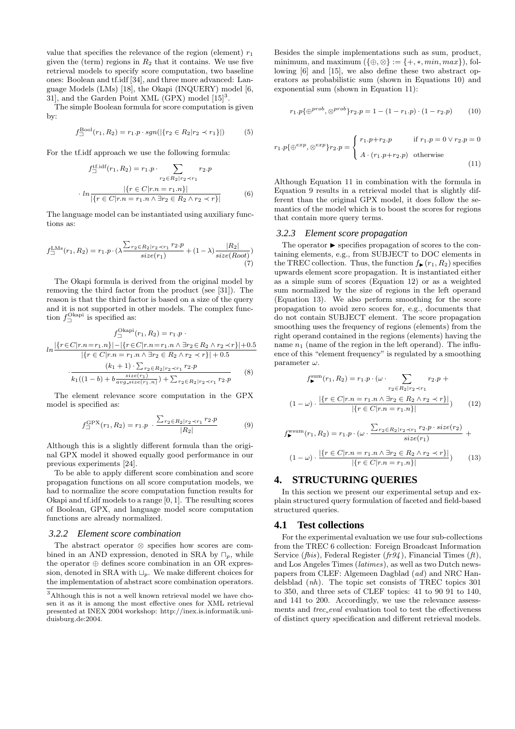value that specifies the relevance of the region (element) $r_1$ given the (term) regions in $R_2$ that it contains. We use five retrieval models to specify score computation, two baseline ones: Boolean and tf.idf [34], and three more advanced: Language Models (LMs) [18], the Okapi (INQUERY) model [6, 31], and the Garden Point XML (GPX) model [15][3].

The simple Boolean formula for score computation is given by:

$$f_{\sqsupset}^{\text{Bool}}(r_1, R_2) = r_1.p \cdot sgn(|\{r_2 \in R_2 | r_2 \prec r_1\}|) \tag{5}$$

For the tf.idf approach we use the following formula:

$$f_{\sqsupset}^{\text{tf.idf}}(r_1, R_2) = r_1.p \cdot \sum_{r_2 \in R_2 | r_2 \prec r_1} r_2.p \cdot ln \frac{|\{r \in C | r.n = r_1.n\}|}{|\{r \in C | r.n = r_1.n \wedge \exists r_2 \in R_2 \wedge r_2 \prec r\}|} \tag{6}$$

The language model can be instantiated using auxiliary functions as:

$$f_{\sqsupset}^{\text{LMs}}(r_1, R_2) = r_1.p \cdot (\lambda \frac{\sum_{r_2 \in R_2 | r_2 \prec r_1} r_2.p}{size(r_1)} + (1-\lambda)\frac{|R_2|}{size(Root)}) \tag{7}$$

The Okapi formula is derived from the original model by removing the third factor from the product (see [31]). The reason is that the third factor is based on a size of the query and it is not supported in other models. The complex function $f_{\sqsupset}^{\text{Okapi}}$ is specified as:

$$f_{\sqsupset}^{\text{Okapi}}(r_1, R_2) = r_1.p \cdot ln \frac{|\{r \in C | r.n = r_1.n\}| - |\{r \in C | r.n = r_1.n \wedge \exists r_2 \in R_2 \wedge r_2 \prec r\}| + 0.5}{|\{r \in C | r.n = r_1.n \wedge \exists r_2 \in R_2 \wedge r_2 \prec r\}| + 0.5} \cdot \frac{(k_1+1) \cdot \sum_{r_2 \in R_2 | r_2 \prec r_1} r_2.p}{k_1((1-b) + b\frac{size(r_1)}{avg\_size(r_1.n)}) + \sum_{r_2 \in R_2 | r_2 \prec r_1} r_2.p} \tag{8}$$

The element relevance score computation in the GPX model is specified as:

$$f_{\sqsupset}^{\text{GPX}}(r_1, R_2) = r_1.p \cdot \frac{\sum_{r_2 \in R_2 | r_2 \prec r_1} r_2.p}{|R_2|} \tag{9}$$

Although this is a slightly different formula than the original GPX model it showed equally good performance in our previous experiments [24].

To be able to apply different score combination and score propagation functions on all score computation models, we had to normalize the score computation function results for Okapi and tf.idf models to a range [0, 1]. The resulting scores of Boolean, GPX, and language model score computation functions are already normalized.

### 3.2.2 Element score combination

The abstract operator $\otimes$ specifies how scores are combined in an AND expression, denoted in SRA by $\sqcap_p$, while the operator $\oplus$ defines score combination in an OR expression, denoted in SRA with $\sqcup_p$. We make different choices for the implementation of abstract score combination operators.

Besides the simple implementations such as sum, product, minimum, and maximum ($\{\oplus, \otimes\} := \{+, *, min, max\}$), following [6] and [15], we also define these two abstract operators as probabilistic sum (shown in Equations 10) and exponential sum (shown in Equation 11):

$$r_1.p\{\oplus^{prob}, \otimes^{prob}\}r_2.p = 1 - (1 - r_1.p) \cdot (1 - r_2.p) \tag{10}$$

$$r_1.p\{\oplus^{exp}, \otimes^{exp}\}r_2.p = \begin{cases} r_1.p + r_2.p & \text{if } r_1.p = 0 \vee r_2.p = 0 \\ A \cdot (r_1.p + r_2.p) & \text{otherwise} \end{cases} \tag{11}$$

Although Equation 11 in combination with the formula in Equation 9 results in a retrieval model that is slightly different than the original GPX model, it does follow the semantics of the model which is to boost the scores for regions that contain more query terms.

### 3.2.3 Element score propagation

The operator $\blacktriangleright$ specifies propagation of scores to the containing elements, e.g., from SUBJECT to DOC elements in the TREC collection. Thus, the function $f_{\blacktriangleright}(r_1, R_2)$ specifies upwards element score propagation. It is instantiated either as a simple sum of scores (Equation 12) or as a weighted sum normalized by the size of regions in the left operand (Equation 13). We also perform smoothing for the score propagation to avoid zero scores for, e.g., documents that do not contain SUBJECT element. The score propagation smoothing uses the frequency of regions (elements) from the right operand contained in the regions (elements) having the name $n_1$ (name of the region in the left operand). The influence of this "element frequency" is regulated by a smoothing parameter $\omega$.

$$f_{\blacktriangleright}^{\text{sum}}(r_1, R_2) = r_1.p \cdot (\omega \cdot \sum_{r_2 \in R_2 | r_2 \prec r_1} r_2.p + (1-\omega) \cdot \frac{|\{r \in C | r.n = r_1.n \wedge \exists r_2 \in R_2 \wedge r_2 \prec r\}|}{|\{r \in C | r.n = r_1.n\}|}) \tag{12}$$

$$f_{\blacktriangleright}^{\text{wsum}}(r_1, R_2) = r_1.p \cdot (\omega \cdot \frac{\sum_{r_2 \in R_2 | r_2 \prec r_1} r_2.p \cdot size(r_2)}{size(r_1)} + (1-\omega) \cdot \frac{|\{r \in C | r.n = r_1.n \wedge \exists r_2 \in R_2 \wedge r_2 \prec r\}|}{|\{r \in C | r.n = r_1.n\}|}) \tag{13}$$

# 4. STRUCTURING QUERIES

In this section we present our experimental setup and explain structured query formulation of faceted and field-based structured queries.

## 4.1 Test collections

For the experimental evaluation we use four sub-collections from the TREC 6 collection: Foreign Broadcast Information Service (*fbis*), Federal Register (*fr94*), Financial Times (*ft*), and Los Angeles Times (*latimes*), as well as two Dutch newspapers from CLEF: Algemeen Dagblad (*ad*) and NRC Handelsblad (*nh*). The topic set consists of TREC topics 301 to 350, and three sets of CLEF topics: 41 to 90 91 to 140, and 141 to 200. Accordingly, we use the relevance assessments and *trec_eval* evaluation tool to test the effectiveness of distinct query specification and different retrieval models.

[3]Although this is not a well known retrieval model we have chosen it as it is among the most effective ones for XML retrieval presented at INEX 2004 workshop: http://inex.is.informatik.uni-duisburg.de:2004.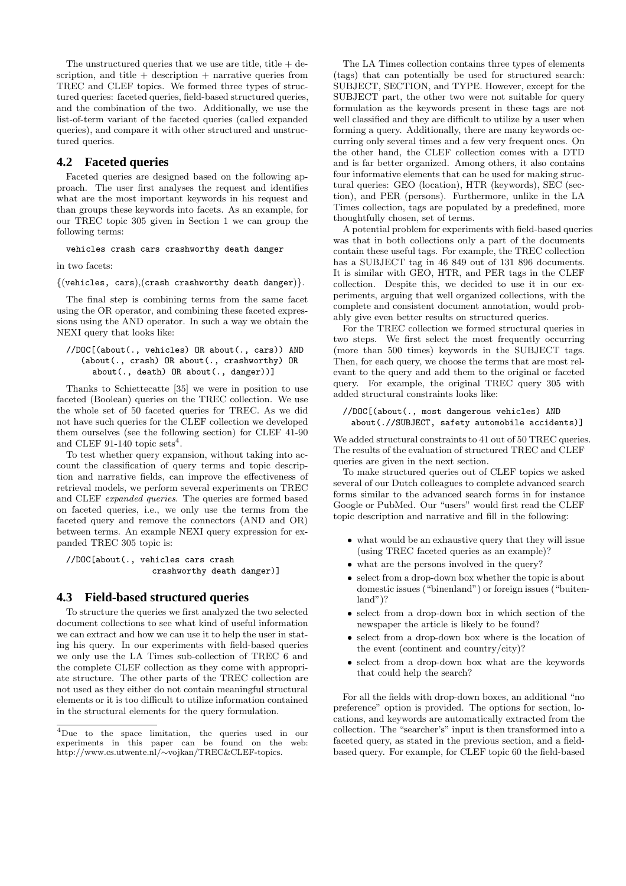The unstructured queries that we use are title, title + description, and title + description + narrative queries from TREC and CLEF topics. We formed three types of structured queries: faceted queries, field-based structured queries, and the combination of the two. Additionally, we use the list-of-term variant of the faceted queries (called expanded queries), and compare it with other structured and unstructured queries.

## 4.2 Faceted queries

Faceted queries are designed based on the following approach. The user first analyses the request and identifies what are the most important keywords in his request and than groups these keywords into facets. As an example, for our TREC topic 305 given in Section 1 we can group the following terms:

```
vehicles crash cars crashworthy death danger
```

in two facets:

{(vehicles, cars),(crash crashworthy death danger)}.

The final step is combining terms from the same facet using the OR operator, and combining these faceted expressions using the AND operator. In such a way we obtain the NEXI query that looks like:

```
//DOC[(about(., vehicles) OR about(., cars)) AND
   (about(., crash) OR about(., crashworthy) OR
      about(., death) OR about(., danger))]
```

Thanks to Schiettecatte [35] we were in position to use faceted (Boolean) queries on the TREC collection. We use the whole set of 50 faceted queries for TREC. As we did not have such queries for the CLEF collection we developed them ourselves (see the following section) for CLEF 41-90 and CLEF 91-140 topic sets[4].

To test whether query expansion, without taking into account the classification of query terms and topic description and narrative fields, can improve the effectiveness of retrieval models, we perform several experiments on TREC and CLEF *expanded queries*. The queries are formed based on faceted queries, i.e., we only use the terms from the faceted query and remove the connectors (AND and OR) between terms. An example NEXI query expression for expanded TREC 305 topic is:

```
//DOC[about(., vehicles cars crash
                crashworthy death danger)]
```

## 4.3 Field-based structured queries

To structure the queries we first analyzed the two selected document collections to see what kind of useful information we can extract and how we can use it to help the user in stating his query. In our experiments with field-based queries we only use the LA Times sub-collection of TREC 6 and the complete CLEF collection as they come with appropriate structure. The other parts of the TREC collection are not used as they either do not contain meaningful structural elements or it is too difficult to utilize information contained in the structural elements for the query formulation.

[4] Due to the space limitation, the queries used in our experiments in this paper can be found on the web: http://www.cs.utwente.nl/∼vojkan/TREC&CLEF-topics.

The LA Times collection contains three types of elements (tags) that can potentially be used for structured search: SUBJECT, SECTION, and TYPE. However, except for the SUBJECT part, the other two were not suitable for query formulation as the keywords present in these tags are not well classified and they are difficult to utilize by a user when forming a query. Additionally, there are many keywords occurring only several times and a few very frequent ones. On the other hand, the CLEF collection comes with a DTD and is far better organized. Among others, it also contains four informative elements that can be used for making structural queries: GEO (location), HTR (keywords), SEC (section), and PER (persons). Furthermore, unlike in the LA Times collection, tags are populated by a predefined, more thoughtfully chosen, set of terms.

A potential problem for experiments with field-based queries was that in both collections only a part of the documents contain these useful tags. For example, the TREC collection has a SUBJECT tag in 46 849 out of 131 896 documents. It is similar with GEO, HTR, and PER tags in the CLEF collection. Despite this, we decided to use it in our experiments, arguing that well organized collections, with the complete and consistent document annotation, would probably give even better results on structured queries.

For the TREC collection we formed structural queries in two steps. We first select the most frequently occurring (more than 500 times) keywords in the SUBJECT tags. Then, for each query, we choose the terms that are most relevant to the query and add them to the original or faceted query. For example, the original TREC query 305 with added structural constraints looks like:

```
//DOC[(about(., most dangerous vehicles) AND
  about(.//SUBJECT, safety automobile accidents)]
```

We added structural constraints to 41 out of 50 TREC queries. The results of the evaluation of structured TREC and CLEF queries are given in the next section.

To make structured queries out of CLEF topics we asked several of our Dutch colleagues to complete advanced search forms similar to the advanced search forms in for instance Google or PubMed. Our "users" would first read the CLEF topic description and narrative and fill in the following:

- what would be an exhaustive query that they will issue (using TREC faceted queries as an example)?
- what are the persons involved in the query?
- select from a drop-down box whether the topic is about domestic issues ("binenland") or foreign issues ("buitenland")?
- select from a drop-down box in which section of the newspaper the article is likely to be found?
- select from a drop-down box where is the location of the event (continent and country/city)?
- select from a drop-down box what are the keywords that could help the search?

For all the fields with drop-down boxes, an additional "no preference" option is provided. The options for section, locations, and keywords are automatically extracted from the collection. The "searcher's" input is then transformed into a faceted query, as stated in the previous section, and a field-based query. For example, for CLEF topic 60 the field-based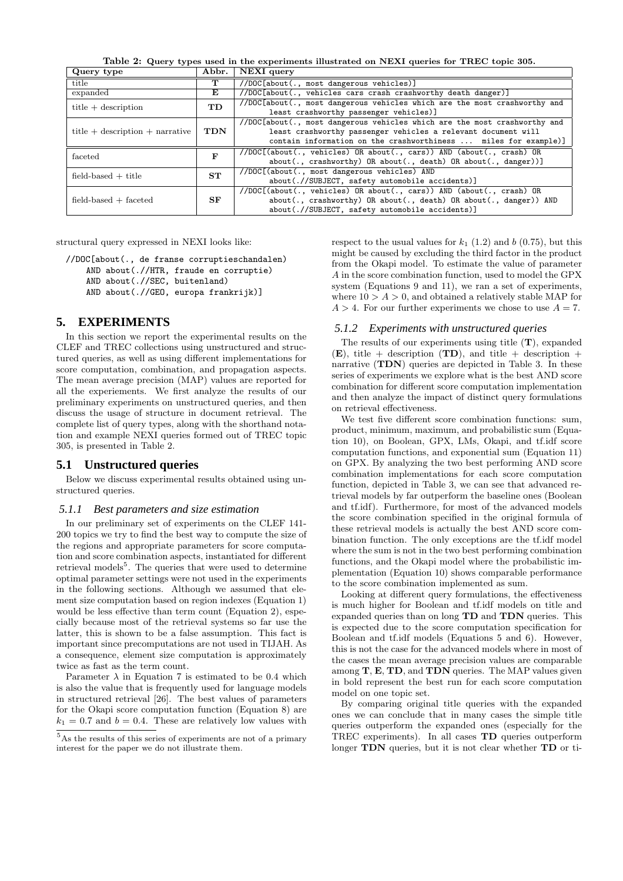Table 2: Query types used in the experiments illustrated on NEXI queries for TREC topic 305.

| Query type | Abbr. | NEXI query |
|---|---|---|
| title | **T** | //DOC[about(., most dangerous vehicles)] |
| expanded | **E** | //DOC[about(., vehicles cars crash crashworthy death danger)] |
| title + description | **TD** | //DOC[about(., most dangerous vehicles which are the most crashworthy and least crashworthy passenger vehicles)] |
| title + description + narrative | **TDN** | //DOC[about(., most dangerous vehicles which are the most crashworthy and least crashworthy passenger vehicles a relevant document will contain information on the crashworthiness ... miles for example)] |
| faceted | **F** | //DOC[(about(., vehicles) OR about(., cars)) AND (about(., crash) OR about(., crashworthy) OR about(., death) OR about(., danger))] |
| field-based + title | **ST** | //DOC[(about(., most dangerous vehicles) AND about(.//SUBJECT, safety automobile accidents)] |
| field-based + faceted | **SF** | //DOC[(about(., vehicles) OR about(., cars)) AND (about(., crash) OR about(., crashworthy) OR about(., death) OR about(., danger)) AND about(.//SUBJECT, safety automobile accidents)] |

structural query expressed in NEXI looks like:

```
//DOC[about(., de franse corruptieschandalen)
    AND about(.//HTR, fraude en corruptie)
    AND about(.//SEC, buitenland)
    AND about(.//GEO, europa frankrijk)]
```

## 5. EXPERIMENTS

In this section we report the experimental results on the CLEF and TREC collections using unstructured and structured queries, as well as using different implementations for score computation, combination, and propagation aspects. The mean average precision (MAP) values are reported for all the experiments. We first analyze the results of our preliminary experiments on unstructured queries, and then discuss the usage of structure in document retrieval. The complete list of query types, along with the shorthand notation and example NEXI queries formed out of TREC topic 305, is presented in Table 2.

### 5.1 Unstructured queries

Below we discuss experimental results obtained using unstructured queries.

#### *5.1.1 Best parameters and size estimation*

In our preliminary set of experiments on the CLEF 141-200 topics we try to find the best way to compute the size of the regions and appropriate parameters for score computation and score combination aspects, instantiated for different retrieval models[5]. The queries that were used to determine optimal parameter settings were not used in the experiments in the following sections. Although we assumed that element size computation based on region indexes (Equation 1) would be less effective than term count (Equation 2), especially because most of the retrieval systems so far use the latter, this is shown to be a false assumption. This fact is important since precomputations are not used in TIJAH. As a consequence, element size computation is approximately twice as fast as the term count.

Parameter $\lambda$ in Equation 7 is estimated to be 0.4 which is also the value that is frequently used for language models in structured retrieval [26]. The best values of parameters for the Okapi score computation function (Equation 8) are $k_1 = 0.7$ and $b = 0.4$. These are relatively low values with respect to the usual values for $k_1$ (1.2) and $b$ (0.75), but this might be caused by excluding the third factor in the product from the Okapi model. To estimate the value of parameter $A$ in the score combination function, used to model the GPX system (Equations 9 and 11), we ran a set of experiments, where $10 > A > 0$, and obtained a relatively stable MAP for $A > 4$. For our further experiments we chose to use $A = 7$.

[5] As the results of this series of experiments are not of a primary interest for the paper we do not illustrate them.

#### *5.1.2 Experiments with unstructured queries*

The results of our experiments using title (**T**), expanded (**E**), title + description (**TD**), and title + description + narrative (**TDN**) queries are depicted in Table 3. In these series of experiments we explore what is the best AND score combination for different score computation implementation and then analyze the impact of distinct query formulations on retrieval effectiveness.

We test five different score combination functions: sum, product, minimum, maximum, and probabilistic sum (Equation 10), on Boolean, GPX, LMs, Okapi, and tf.idf score computation functions, and exponential sum (Equation 11) on GPX. By analyzing the two best performing AND score combination implementations for each score computation function, depicted in Table 3, we can see that advanced retrieval models by far outperform the baseline ones (Boolean and tf.idf). Furthermore, for most of the advanced models the score combination specified in the original formula of these retrieval models is actually the best AND score combination function. The only exceptions are the tf.idf model where the sum is not in the two best performing combination functions, and the Okapi model where the probabilistic implementation (Equation 10) shows comparable performance to the score combination implemented as sum.

Looking at different query formulations, the effectiveness is much higher for Boolean and tf.idf models on title and expanded queries than on long **TD** and **TDN** queries. This is expected due to the score computation specification for Boolean and tf.idf models (Equations 5 and 6). However, this is not the case for the advanced models where in most of the cases the mean average precision values are comparable among **T**, **E**, **TD**, and **TDN** queries. The MAP values given in bold represent the best run for each score computation model on one topic set.

By comparing original title queries with the expanded ones we can conclude that in many cases the simple title queries outperform the expanded ones (especially for the TREC experiments). In all cases **TD** queries outperform longer **TDN** queries, but it is not clear whether **TD** or ti-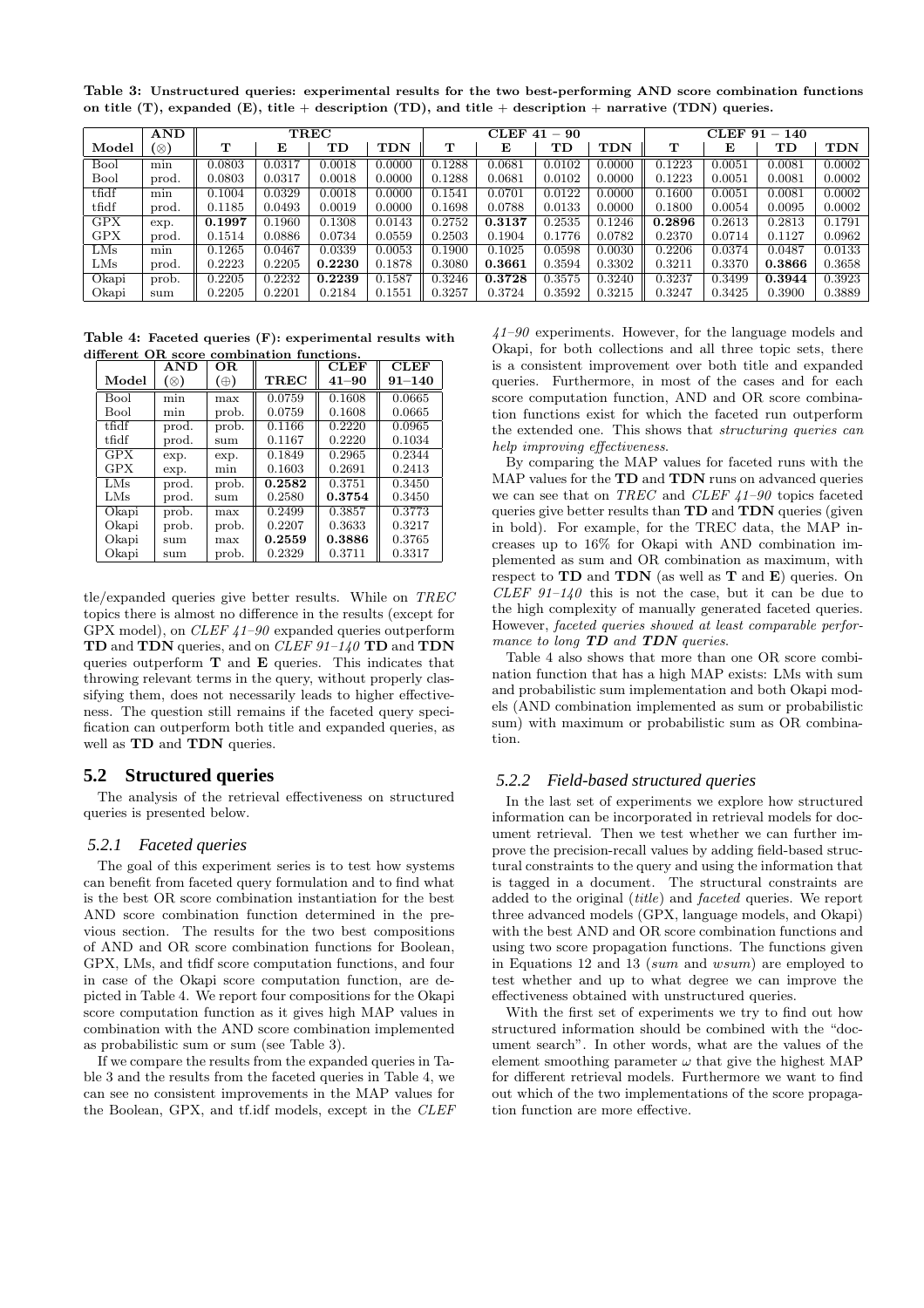**Table 3: Unstructured queries: experimental results for the two best-performing AND score combination functions on title (T), expanded (E), title + description (TD), and title + description + narrative (TDN) queries.**

| | AND | TREC | | | | CLEF 41 − 90 | | | | CLEF 91 − 140 | | | |
|---|---|---|---|---|---|---|---|---|---|---|---|---|---|
| Model | (⊗) | T | E | TD | TDN | T | E | TD | TDN | T | E | TD | TDN |
| Bool | min | 0.0803 | 0.0317 | 0.0018 | 0.0000 | 0.1288 | 0.0681 | 0.0102 | 0.0000 | 0.1223 | 0.0051 | 0.0081 | 0.0002 |
| Bool | prod. | 0.0803 | 0.0317 | 0.0018 | 0.0000 | 0.1288 | 0.0681 | 0.0102 | 0.0000 | 0.1223 | 0.0051 | 0.0081 | 0.0002 |
| tfidf | min | 0.1004 | 0.0329 | 0.0018 | 0.0000 | 0.1541 | 0.0701 | 0.0122 | 0.0000 | 0.1600 | 0.0051 | 0.0081 | 0.0002 |
| tfidf | prod. | 0.1185 | 0.0493 | 0.0019 | 0.0000 | 0.1698 | 0.0788 | 0.0133 | 0.0000 | 0.1800 | 0.0054 | 0.0095 | 0.0002 |
| GPX | exp. | **0.1997** | 0.1960 | 0.1308 | 0.0143 | 0.2752 | **0.3137** | 0.2535 | 0.1246 | **0.2896** | 0.2613 | 0.2813 | 0.1791 |
| GPX | prod. | 0.1514 | 0.0886 | 0.0734 | 0.0559 | 0.2503 | 0.1904 | 0.1776 | 0.0782 | 0.2370 | 0.0714 | 0.1127 | 0.0962 |
| LMs | min | 0.1265 | 0.0467 | 0.0339 | 0.0053 | 0.1900 | 0.1025 | 0.0598 | 0.0030 | 0.2206 | 0.0374 | 0.0487 | 0.0133 |
| LMs | prod. | 0.2223 | 0.2205 | **0.2230** | 0.1878 | 0.3080 | **0.3661** | 0.3594 | 0.3302 | 0.3211 | 0.3370 | **0.3866** | 0.3658 |
| Okapi | prob. | 0.2205 | 0.2232 | **0.2239** | 0.1587 | 0.3246 | **0.3728** | 0.3575 | 0.3240 | 0.3237 | 0.3499 | **0.3944** | 0.3923 |
| Okapi | sum | 0.2205 | 0.2201 | 0.2184 | 0.1551 | 0.3257 | 0.3724 | 0.3592 | 0.3215 | 0.3247 | 0.3425 | 0.3900 | 0.3889 |

**Table 4: Faceted queries (F): experimental results with different OR score combination functions.**

| Model | AND (⊗) | OR (⊕) | TREC | CLEF 41–90 | CLEF 91–140 |
|---|---|---|---|---|---|
| Bool | min | max | 0.0759 | 0.1608 | 0.0665 |
| Bool | min | prob. | 0.0759 | 0.1608 | 0.0665 |
| tfidf | prod. | prob. | 0.1166 | 0.2220 | 0.0965 |
| tfidf | prod. | sum | 0.1167 | 0.2220 | 0.1034 |
| GPX | exp. | exp. | 0.1849 | 0.2965 | 0.2344 |
| GPX | exp. | min | 0.1603 | 0.2691 | 0.2413 |
| LMs | prod. | prob. | **0.2582** | 0.3751 | 0.3450 |
| LMs | prod. | sum | 0.2580 | **0.3754** | 0.3450 |
| Okapi | prob. | max | 0.2499 | 0.3857 | 0.3773 |
| Okapi | prob. | prob. | 0.2207 | 0.3633 | 0.3217 |
| Okapi | sum | max | **0.2559** | **0.3886** | 0.3765 |
| Okapi | sum | prob. | 0.2329 | 0.3711 | 0.3317 |

tle/expanded queries give better results. While on *TREC* topics there is almost no difference in the results (except for GPX model), on *CLEF 41–90* expanded queries outperform **TD** and **TDN** queries, and on *CLEF 91–140* **TD** and **TDN** queries outperform **T** and **E** queries. This indicates that throwing relevant terms in the query, without properly classifying them, does not necessarily leads to higher effectiveness. The question still remains if the faceted query specification can outperform both title and expanded queries, as well as **TD** and **TDN** queries.

## 5.2 Structured queries

The analysis of the retrieval effectiveness on structured queries is presented below.

### 5.2.1 Faceted queries

The goal of this experiment series is to test how systems can benefit from faceted query formulation and to find what is the best OR score combination instantiation for the best AND score combination function determined in the previous section. The results for the two best compositions of AND and OR score combination functions for Boolean, GPX, LMs, and tfidf score computation functions, and four in case of the Okapi score computation function, are depicted in Table 4. We report four compositions for the Okapi score computation function as it gives high MAP values in combination with the AND score combination implemented as probabilistic sum or sum (see Table 3).

If we compare the results from the expanded queries in Table 3 and the results from the faceted queries in Table 4, we can see no consistent improvements in the MAP values for the Boolean, GPX, and tf.idf models, except in the *CLEF 41–90* experiments. However, for the language models and Okapi, for both collections and all three topic sets, there is a consistent improvement over both title and expanded queries. Furthermore, in most of the cases and for each score computation function, AND and OR score combination functions exist for which the faceted run outperform the extended one. This shows that *structuring queries can help improving effectiveness.*

By comparing the MAP values for faceted runs with the MAP values for the **TD** and **TDN** runs on advanced queries we can see that on *TREC* and *CLEF 41–90* topics faceted queries give better results than **TD** and **TDN** queries (given in bold). For example, for the TREC data, the MAP increases up to 16% for Okapi with AND combination implemented as sum and OR combination as maximum, with respect to **TD** and **TDN** (as well as **T** and **E**) queries. On *CLEF 91–140* this is not the case, but it can be due to the high complexity of manually generated faceted queries. However, *faceted queries showed at least comparable performance to long* ***TD*** *and* ***TDN*** *queries.*

Table 4 also shows that more than one OR score combination function that has a high MAP exists: LMs with sum and probabilistic sum implementation and both Okapi models (AND combination implemented as sum or probabilistic sum) with maximum or probabilistic sum as OR combination.

### 5.2.2 Field-based structured queries

In the last set of experiments we explore how structured information can be incorporated in retrieval models for document retrieval. Then we test whether we can further improve the precision-recall values by adding field-based structural constraints to the query and using the information that is tagged in a document. The structural constraints are added to the original (*title*) and *faceted* queries. We report three advanced models (GPX, language models, and Okapi) with the best AND and OR score combination functions and using two score propagation functions. The functions given in Equations 12 and 13 (*sum* and *wsum*) are employed to test whether and up to what degree we can improve the effectiveness obtained with unstructured queries.

With the first set of experiments we try to find out how structured information should be combined with the "document search". In other words, what are the values of the element smoothing parameter $\omega$ that give the highest MAP for different retrieval models. Furthermore we want to find out which of the two implementations of the score propagation function are more effective.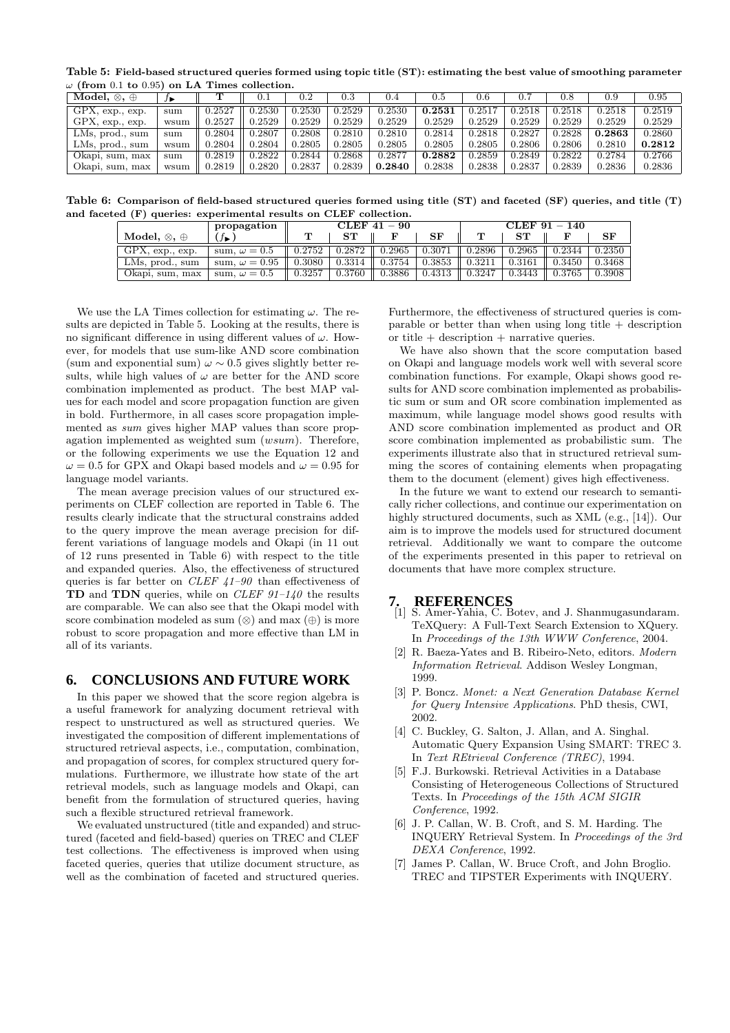**Table 5: Field-based structured queries formed using topic title (ST): estimating the best value of smoothing parameter $\omega$ (from 0.1 to 0.95) on LA Times collection.**

| Model, $\otimes$, $\oplus$ | $f_\blacktriangleright$ | T | 0.1 | 0.2 | 0.3 | 0.4 | 0.5 | 0.6 | 0.7 | 0.8 | 0.9 | 0.95 |
|---|---|---|---|---|---|---|---|---|---|---|---|---|
| GPX, exp., exp. | sum | 0.2527 | 0.2530 | 0.2530 | 0.2529 | 0.2530 | **0.2531** | 0.2517 | 0.2518 | 0.2518 | 0.2518 | 0.2519 |
| GPX, exp., exp. | wsum | 0.2527 | 0.2529 | 0.2529 | 0.2529 | 0.2529 | 0.2529 | 0.2529 | 0.2529 | 0.2529 | 0.2529 | 0.2529 |
| LMs, prod., sum | sum | 0.2804 | 0.2807 | 0.2808 | 0.2810 | 0.2810 | 0.2814 | 0.2818 | 0.2827 | 0.2828 | **0.2863** | 0.2860 |
| LMs, prod., sum | wsum | 0.2804 | 0.2804 | 0.2805 | 0.2805 | 0.2805 | 0.2805 | 0.2805 | 0.2806 | 0.2806 | 0.2810 | **0.2812** |
| Okapi, sum, max | sum | 0.2819 | 0.2822 | 0.2844 | 0.2868 | 0.2877 | **0.2882** | 0.2859 | 0.2849 | 0.2822 | 0.2784 | 0.2766 |
| Okapi, sum, max | wsum | 0.2819 | 0.2820 | 0.2837 | 0.2839 | **0.2840** | 0.2838 | 0.2838 | 0.2837 | 0.2839 | 0.2836 | 0.2836 |

**Table 6: Comparison of field-based structured queries formed using title (ST) and faceted (SF) queries, and title (T) and faceted (F) queries: experimental results on CLEF collection.**

| | propagation | CLEF 41 − 90 | | | | CLEF 91 − 140 | | | |
|---|---|---|---|---|---|---|---|---|---|
| Model, $\otimes$, $\oplus$ | ($f_\blacktriangleright$) | T | ST | F | SF | T | ST | F | SF |
| GPX, exp., exp. | sum, $\omega = 0.5$ | 0.2752 | 0.2872 | 0.2965 | 0.3071 | 0.2896 | 0.2965 | 0.2344 | 0.2350 |
| LMs, prod., sum | sum, $\omega = 0.95$ | 0.3080 | 0.3314 | 0.3754 | 0.3853 | 0.3211 | 0.3161 | 0.3450 | 0.3468 |
| Okapi, sum, max | sum, $\omega = 0.5$ | 0.3257 | 0.3760 | 0.3886 | 0.4313 | 0.3247 | 0.3443 | 0.3765 | 0.3908 |

We use the LA Times collection for estimating $\omega$. The results are depicted in Table 5. Looking at the results, there is no significant difference in using different values of $\omega$. However, for models that use sum-like AND score combination (sum and exponential sum) $\omega \sim 0.5$ gives slightly better results, while high values of $\omega$ are better for the AND score combination implemented as product. The best MAP values for each model and score propagation function are given in bold. Furthermore, in all cases score propagation implemented as *sum* gives higher MAP values than score propagation implemented as weighted sum (*wsum*). Therefore, or the following experiments we use the Equation 12 and $\omega = 0.5$ for GPX and Okapi based models and $\omega = 0.95$ for language model variants.

The mean average precision values of our structured experiments on CLEF collection are reported in Table 6. The results clearly indicate that the structural constrains added to the query improve the mean average precision for different variations of language models and Okapi (in 11 out of 12 runs presented in Table 6) with respect to the title and expanded queries. Also, the effectiveness of structured queries is far better on *CLEF 41–90* than effectiveness of **TD** and **TDN** queries, while on *CLEF 91–140* the results are comparable. We can also see that the Okapi model with score combination modeled as sum ($\otimes$) and max ($\oplus$) is more robust to score propagation and more effective than LM in all of its variants.

## 6. CONCLUSIONS AND FUTURE WORK

In this paper we showed that the score region algebra is a useful framework for analyzing document retrieval with respect to unstructured as well as structured queries. We investigated the composition of different implementations of structured retrieval aspects, i.e., computation, combination, and propagation of scores, for complex structured query formulations. Furthermore, we illustrate how state of the art retrieval models, such as language models and Okapi, can benefit from the formulation of structured queries, having such a flexible structured retrieval framework.

We evaluated unstructured (title and expanded) and structured (faceted and field-based) queries on TREC and CLEF test collections. The effectiveness is improved when using faceted queries, queries that utilize document structure, as well as the combination of faceted and structured queries. Furthermore, the effectiveness of structured queries is comparable or better than when using long title + description or title + description + narrative queries.

We have also shown that the score computation based on Okapi and language models work well with several score combination functions. For example, Okapi shows good results for AND score combination implemented as probabilistic sum or sum and OR score combination implemented as maximum, while language model shows good results with AND score combination implemented as product and OR score combination implemented as probabilistic sum. The experiments illustrate also that in structured retrieval summing the scores of containing elements when propagating them to the document (element) gives high effectiveness.

In the future we want to extend our research to semantically richer collections, and continue our experimentation on highly structured documents, such as XML (e.g., [14]). Our aim is to improve the models used for structured document retrieval. Additionally we want to compare the outcome of the experiments presented in this paper to retrieval on documents that have more complex structure.

## 7. REFERENCES

[1] S. Amer-Yahia, C. Botev, and J. Shanmugasundaram. TeXQuery: A Full-Text Search Extension to XQuery. In *Proceedings of the 13th WWW Conference*, 2004.

[2] R. Baeza-Yates and B. Ribeiro-Neto, editors. *Modern Information Retrieval*. Addison Wesley Longman, 1999.

[3] P. Boncz. *Monet: a Next Generation Database Kernel for Query Intensive Applications*. PhD thesis, CWI, 2002.

[4] C. Buckley, G. Salton, J. Allan, and A. Singhal. Automatic Query Expansion Using SMART: TREC 3. In *Text REtrieval Conference (TREC)*, 1994.

[5] F.J. Burkowski. Retrieval Activities in a Database Consisting of Heterogeneous Collections of Structured Texts. In *Proceedings of the 15th ACM SIGIR Conference*, 1992.

[6] J. P. Callan, W. B. Croft, and S. M. Harding. The INQUERY Retrieval System. In *Proceedings of the 3rd DEXA Conference*, 1992.

[7] James P. Callan, W. Bruce Croft, and John Broglio. TREC and TIPSTER Experiments with INQUERY.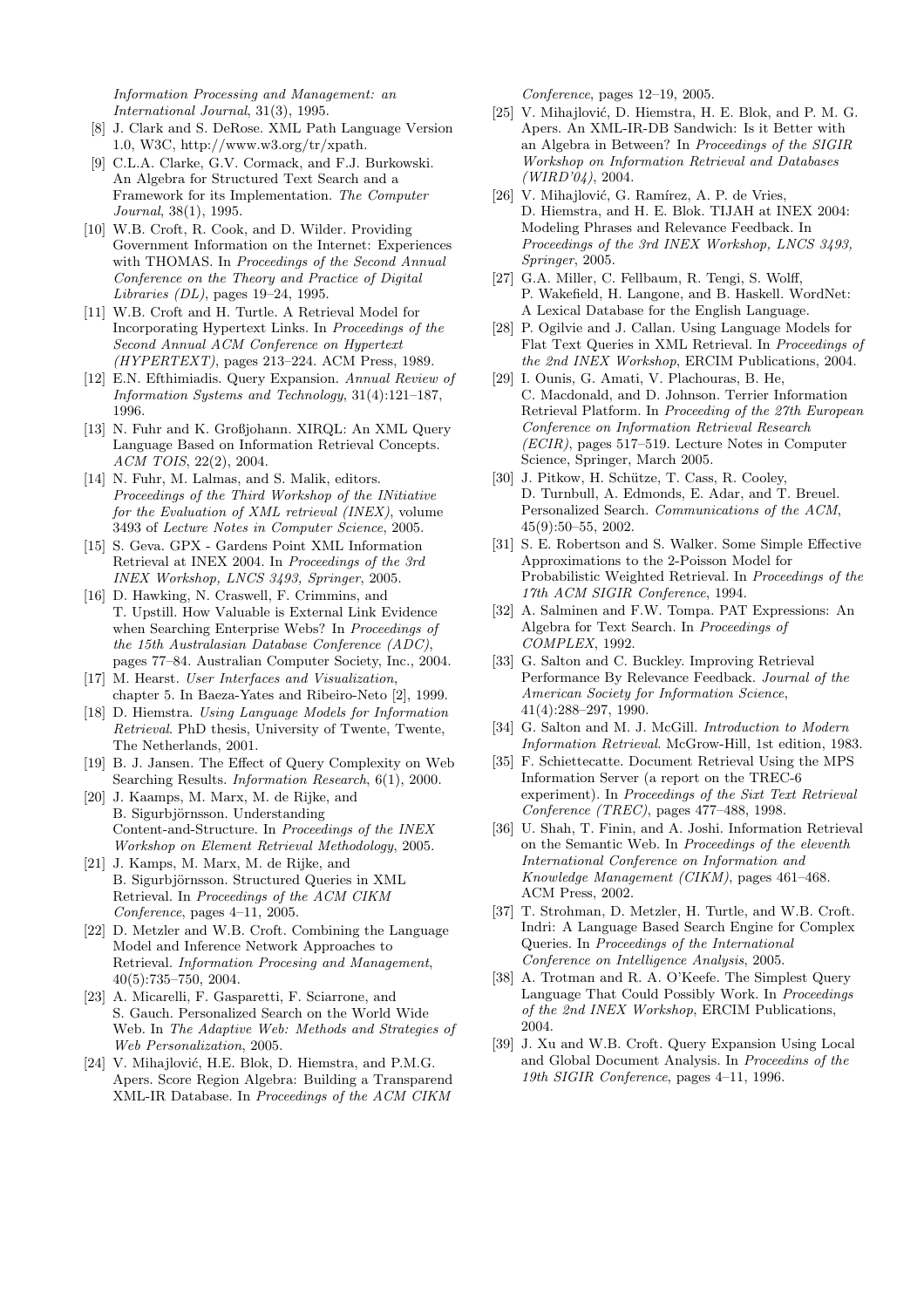*Information Processing and Management: an International Journal*, 31(3), 1995.

[8] J. Clark and S. DeRose. XML Path Language Version 1.0, W3C, http://www.w3.org/tr/xpath.

[9] C.L.A. Clarke, G.V. Cormack, and F.J. Burkowski. An Algebra for Structured Text Search and a Framework for its Implementation. *The Computer Journal*, 38(1), 1995.

[10] W.B. Croft, R. Cook, and D. Wilder. Providing Government Information on the Internet: Experiences with THOMAS. In *Proceedings of the Second Annual Conference on the Theory and Practice of Digital Libraries (DL)*, pages 19–24, 1995.

[11] W.B. Croft and H. Turtle. A Retrieval Model for Incorporating Hypertext Links. In *Proceedings of the Second Annual ACM Conference on Hypertext (HYPERTEXT)*, pages 213–224. ACM Press, 1989.

[12] E.N. Efthimiadis. Query Expansion. *Annual Review of Information Systems and Technology*, 31(4):121–187, 1996.

[13] N. Fuhr and K. Großjohann. XIRQL: An XML Query Language Based on Information Retrieval Concepts. *ACM TOIS*, 22(2), 2004.

[14] N. Fuhr, M. Lalmas, and S. Malik, editors. *Proceedings of the Third Workshop of the INitiative for the Evaluation of XML retrieval (INEX)*, volume 3493 of *Lecture Notes in Computer Science*, 2005.

[15] S. Geva. GPX - Gardens Point XML Information Retrieval at INEX 2004. In *Proceedings of the 3rd INEX Workshop, LNCS 3493, Springer*, 2005.

[16] D. Hawking, N. Craswell, F. Crimmins, and T. Upstill. How Valuable is External Link Evidence when Searching Enterprise Webs? In *Proceedings of the 15th Australasian Database Conference (ADC)*, pages 77–84. Australian Computer Society, Inc., 2004.

[17] M. Hearst. *User Interfaces and Visualization*, chapter 5. In Baeza-Yates and Ribeiro-Neto [2], 1999.

[18] D. Hiemstra. *Using Language Models for Information Retrieval*. PhD thesis, University of Twente, Twente, The Netherlands, 2001.

[19] B. J. Jansen. The Effect of Query Complexity on Web Searching Results. *Information Research*, 6(1), 2000.

[20] J. Kaamps, M. Marx, M. de Rijke, and B. Sigurbjörnsson. Understanding Content-and-Structure. In *Proceedings of the INEX Workshop on Element Retrieval Methodology*, 2005.

[21] J. Kamps, M. Marx, M. de Rijke, and B. Sigurbjörnsson. Structured Queries in XML Retrieval. In *Proceedings of the ACM CIKM Conference*, pages 4–11, 2005.

[22] D. Metzler and W.B. Croft. Combining the Language Model and Inference Network Approaches to Retrieval. *Information Procesing and Management*, 40(5):735–750, 2004.

[23] A. Micarelli, F. Gasparetti, F. Sciarrone, and S. Gauch. Personalized Search on the World Wide Web. In *The Adaptive Web: Methods and Strategies of Web Personalization*, 2005.

[24] V. Mihajlović, H.E. Blok, D. Hiemstra, and P.M.G. Apers. Score Region Algebra: Building a Transparend XML-IR Database. In *Proceedings of the ACM CIKM Conference*, pages 12–19, 2005.

[25] V. Mihajlović, D. Hiemstra, H. E. Blok, and P. M. G. Apers. An XML-IR-DB Sandwich: Is it Better with an Algebra in Between? In *Proceedings of the SIGIR Workshop on Information Retrieval and Databases (WIRD'04)*, 2004.

[26] V. Mihajlović, G. Ramírez, A. P. de Vries, D. Hiemstra, and H. E. Blok. TIJAH at INEX 2004: Modeling Phrases and Relevance Feedback. In *Proceedings of the 3rd INEX Workshop, LNCS 3493, Springer*, 2005.

[27] G.A. Miller, C. Fellbaum, R. Tengi, S. Wolff, P. Wakefield, H. Langone, and B. Haskell. WordNet: A Lexical Database for the English Language.

[28] P. Ogilvie and J. Callan. Using Language Models for Flat Text Queries in XML Retrieval. In *Proceedings of the 2nd INEX Workshop*, ERCIM Publications, 2004.

[29] I. Ounis, G. Amati, V. Plachouras, B. He, C. Macdonald, and D. Johnson. Terrier Information Retrieval Platform. In *Proceeding of the 27th European Conference on Information Retrieval Research (ECIR)*, pages 517–519. Lecture Notes in Computer Science, Springer, March 2005.

[30] J. Pitkow, H. Schütze, T. Cass, R. Cooley, D. Turnbull, A. Edmonds, E. Adar, and T. Breuel. Personalized Search. *Communications of the ACM*, 45(9):50–55, 2002.

[31] S. E. Robertson and S. Walker. Some Simple Effective Approximations to the 2-Poisson Model for Probabilistic Weighted Retrieval. In *Proceedings of the 17th ACM SIGIR Conference*, 1994.

[32] A. Salminen and F.W. Tompa. PAT Expressions: An Algebra for Text Search. In *Proceedings of COMPLEX*, 1992.

[33] G. Salton and C. Buckley. Improving Retrieval Performance By Relevance Feedback. *Journal of the American Society for Information Science*, 41(4):288–297, 1990.

[34] G. Salton and M. J. McGill. *Introduction to Modern Information Retrieval*. McGrow-Hill, 1st edition, 1983.

[35] F. Schiettecatte. Document Retrieval Using the MPS Information Server (a report on the TREC-6 experiment). In *Proceedings of the Sixt Text Retrieval Conference (TREC)*, pages 477–488, 1998.

[36] U. Shah, T. Finin, and A. Joshi. Information Retrieval on the Semantic Web. In *Proceedings of the eleventh International Conference on Information and Knowledge Management (CIKM)*, pages 461–468. ACM Press, 2002.

[37] T. Strohman, D. Metzler, H. Turtle, and W.B. Croft. Indri: A Language Based Search Engine for Complex Queries. In *Proceedings of the International Conference on Intelligence Analysis*, 2005.

[38] A. Trotman and R. A. O'Keefe. The Simplest Query Language That Could Possibly Work. In *Proceedings of the 2nd INEX Workshop*, ERCIM Publications, 2004.

[39] J. Xu and W.B. Croft. Query Expansion Using Local and Global Document Analysis. In *Proceedins of the 19th SIGIR Conference*, pages 4–11, 1996.